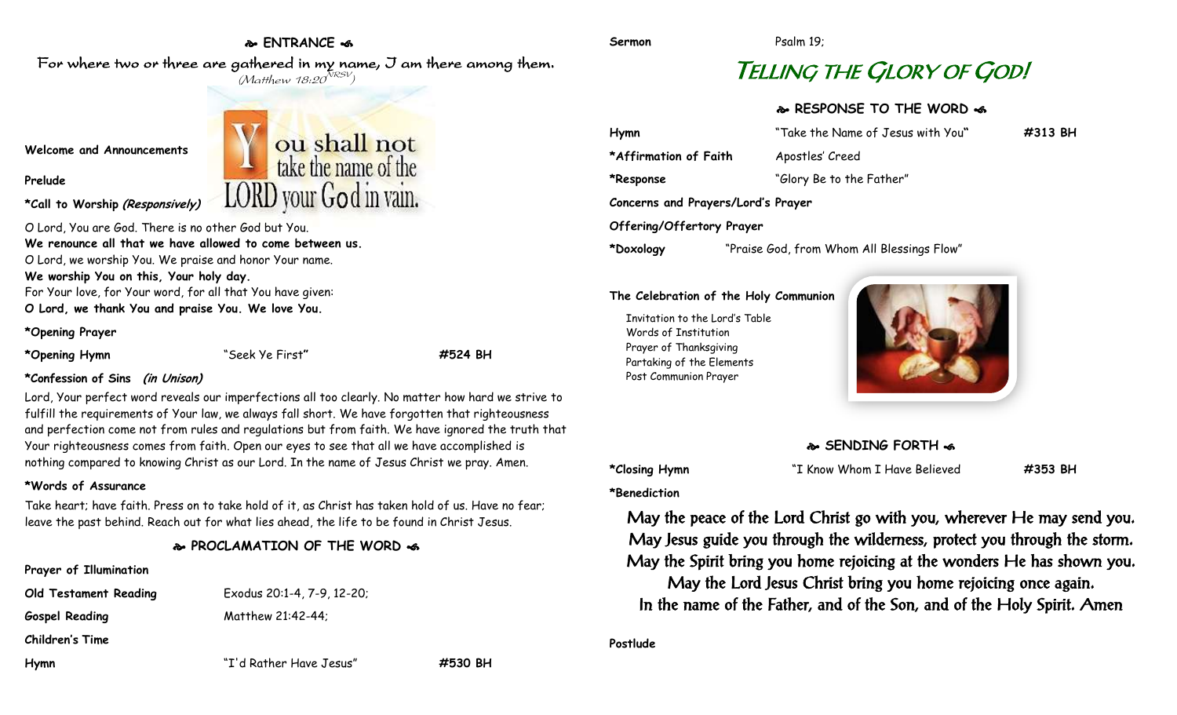## ❧ ENTRANCE ☙

For where two or three are gathered in my name, I am there among them.
*(Matthew 18:20 NRSV)*

You shall not take the name of the LORD your God in vain.

**Welcome and Announcements**

**Prelude**

**\*Call to Worship *(Responsively)***

O Lord, You are God. There is no other God but You.
**We renounce all that we have allowed to come between us.**
O Lord, we worship You. We praise and honor Your name.
**We worship You on this, Your holy day.**
For Your love, for Your word, for all that You have given:
**O Lord, we thank You and praise You. We love You.**

**\*Opening Prayer**

**\*Opening Hymn** "Seek Ye First" **#524 BH**

**\*Confession of Sins *(in Unison)***

Lord, Your perfect word reveals our imperfections all too clearly. No matter how hard we strive to fulfill the requirements of Your law, we always fall short. We have forgotten that righteousness and perfection come not from rules and regulations but from faith. We have ignored the truth that Your righteousness comes from faith. Open our eyes to see that all we have accomplished is nothing compared to knowing Christ as our Lord. In the name of Jesus Christ we pray. Amen.

**\*Words of Assurance**

Take heart; have faith. Press on to take hold of it, as Christ has taken hold of us. Have no fear; leave the past behind. Reach out for what lies ahead, the life to be found in Christ Jesus.

## ❧ PROCLAMATION OF THE WORD ☙

**Prayer of Illumination**

**Old Testament Reading** Exodus 20:1-4, 7-9, 12-20;

**Gospel Reading** Matthew 21:42-44;

**Children's Time**

**Hymn** "I'd Rather Have Jesus" **#530 BH**

**Sermon** Psalm 19;

# TELLING THE GLORY OF GOD!

## ❧ RESPONSE TO THE WORD ☙

**Hymn** "Take the Name of Jesus with You" **#313 BH**

**\*Affirmation of Faith** Apostles' Creed

**\*Response** "Glory Be to the Father"

**Concerns and Prayers/Lord's Prayer**

**Offering/Offertory Prayer**

**\*Doxology** "Praise God, from Whom All Blessings Flow"

**The Celebration of the Holy Communion**

- Invitation to the Lord's Table
- Words of Institution
- Prayer of Thanksgiving
- Partaking of the Elements
- Post Communion Prayer

## ❧ SENDING FORTH ☙

**\*Closing Hymn** "I Know Whom I Have Believed **#353 BH**

**\*Benediction**

May the peace of the Lord Christ go with you, wherever He may send you.
May Jesus guide you through the wilderness, protect you through the storm.
May the Spirit bring you home rejoicing at the wonders He has shown you.
May the Lord Jesus Christ bring you home rejoicing once again.
In the name of the Father, and of the Son, and of the Holy Spirit. Amen

**Postlude**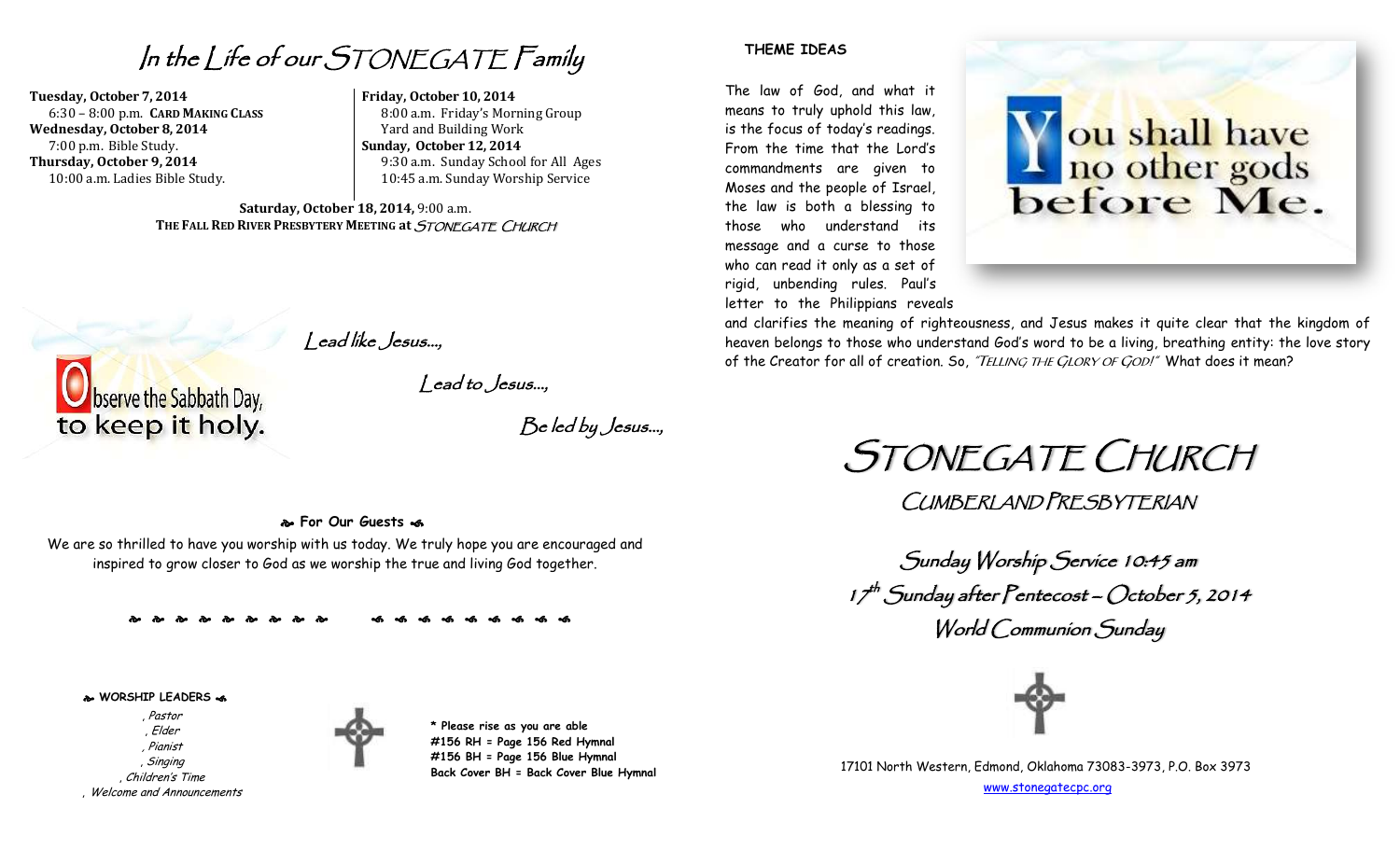# In the Life of our STONEGATE Family

**Tuesday, October 7, 2014**
6:30 – 8:00 p.m. **CARD MAKING CLASS**
**Wednesday, October 8, 2014**
7:00 p.m. Bible Study.
**Thursday, October 9, 2014**
10:00 a.m. Ladies Bible Study.

**Friday, October 10, 2014**
8:00 a.m. Friday's Morning Group
Yard and Building Work
**Sunday, October 12, 2014**
9:30 a.m. Sunday School for All Ages
10:45 a.m. Sunday Worship Service

**Saturday, October 18, 2014,** 9:00 a.m.
**THE FALL RED RIVER PRESBYTERY MEETING at** *STONEGATE CHURCH*

Observe the Sabbath Day, to keep it holy.

*Lead like Jesus…,*

*Lead to Jesus…,*

*Be led by Jesus…,*

**❧ For Our Guests ☙**

We are so thrilled to have you worship with us today. We truly hope you are encouraged and inspired to grow closer to God as we worship the true and living God together.

❧ ❧ ❧ ❧ ❧ ❧ ❧ ❧ ❧ ☙ ☙ ☙ ☙ ☙ ☙ ☙ ☙ ☙

**❧ WORSHIP LEADERS ☙**

*, Pastor*
*, Elder*
*, Pianist*
*, Singing*
*, Children's Time*
*, Welcome and Announcements*

**\* Please rise as you are able**
**#156 RH = Page 156 Red Hymnal**
**#156 BH = Page 156 Blue Hymnal**
**Back Cover BH = Back Cover Blue Hymnal**

**THEME IDEAS**

The law of God, and what it means to truly uphold this law, is the focus of today's readings. From the time that the Lord's commandments are given to Moses and the people of Israel, the law is both a blessing to those who understand its message and a curse to those who can read it only as a set of rigid, unbending rules. Paul's letter to the Philippians reveals and clarifies the meaning of righteousness, and Jesus makes it quite clear that the kingdom of heaven belongs to those who understand God's word to be a living, breathing entity: the love story of the Creator for all of creation. So, *"TELLING THE GLORY OF GOD!"* What does it mean?

You shall have no other gods before Me.

# STONEGATE CHURCH

## CUMBERLAND PRESBYTERIAN

*Sunday Worship Service 10:45 am*

*17th Sunday after Pentecost – October 5, 2014*

*World Communion Sunday*

17101 North Western, Edmond, Oklahoma 73083-3973, P.O. Box 3973
www.stonegatecpc.org